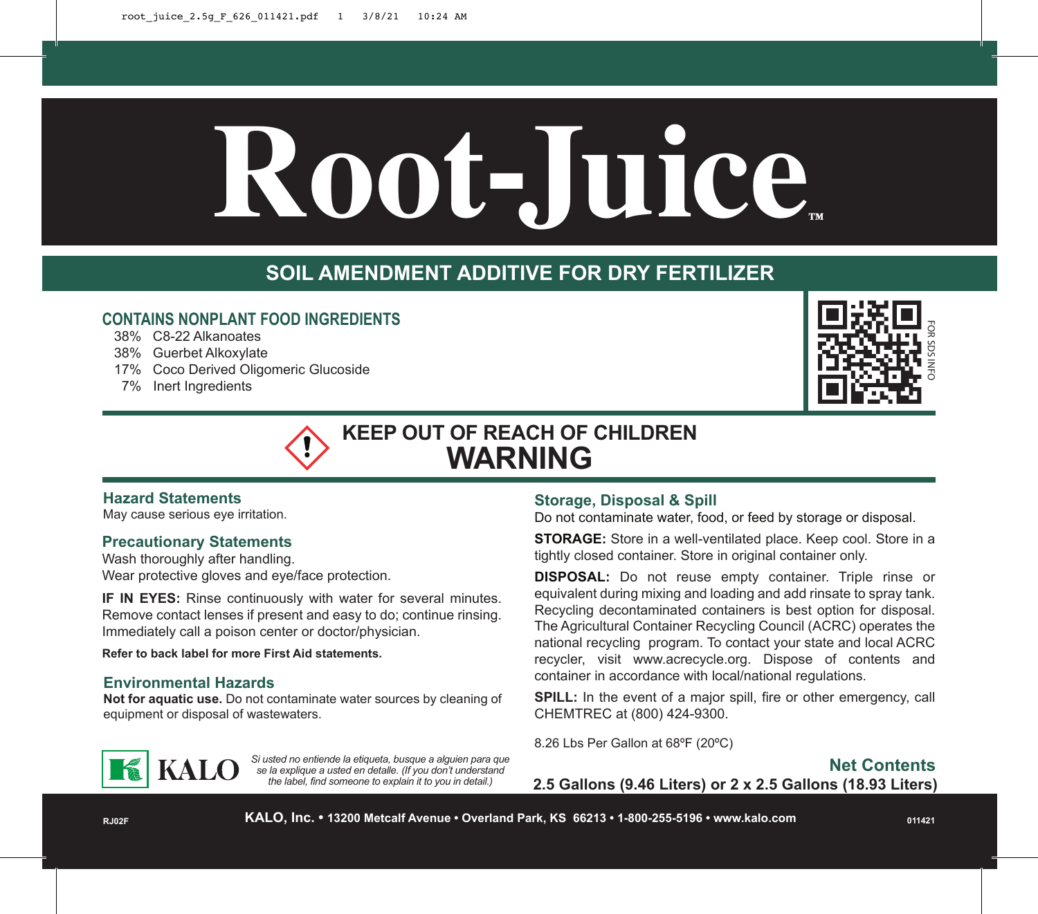# Root-Juice™

## SOIL AMENDMENT ADDITIVE FOR DRY FERTILIZER

### CONTAINS NONPLANT FOOD INGREDIENTS

- 38% C8-22 Alkanoates
- 38% Guerbet Alkoxylate
- 17% Coco Derived Oligomeric Glucoside
- 7% Inert Ingredients

FOR SDS INFO

**KEEP OUT OF REACH OF CHILDREN**

**WARNING**

### Hazard Statements

May cause serious eye irritation.

### Precautionary Statements

Wash thoroughly after handling.
Wear protective gloves and eye/face protection.

**IF IN EYES:** Rinse continuously with water for several minutes. Remove contact lenses if present and easy to do; continue rinsing. Immediately call a poison center or doctor/physician.

**Refer to back label for more First Aid statements.**

### Environmental Hazards

**Not for aquatic use.** Do not contaminate water sources by cleaning of equipment or disposal of wastewaters.

### Storage, Disposal & Spill

Do not contaminate water, food, or feed by storage or disposal.

**STORAGE:** Store in a well-ventilated place. Keep cool. Store in a tightly closed container. Store in original container only.

**DISPOSAL:** Do not reuse empty container. Triple rinse or equivalent during mixing and loading and add rinsate to spray tank. Recycling decontaminated containers is best option for disposal. The Agricultural Container Recycling Council (ACRC) operates the national recycling program. To contact your state and local ACRC recycler, visit www.acrecycle.org. Dispose of contents and container in accordance with local/national regulations.

**SPILL:** In the event of a major spill, fire or other emergency, call CHEMTREC at (800) 424-9300.

8.26 Lbs Per Gallon at 68ºF (20ºC)

KALO

*Si usted no entiende la etiqueta, busque a alguien para que se la explique a usted en detalle. (If you don't understand the label, find someone to explain it to you in detail.)*

**Net Contents**

**2.5 Gallons (9.46 Liters) or 2 x 2.5 Gallons (18.93 Liters)**

RJ02F **KALO, Inc. • 13200 Metcalf Avenue • Overland Park, KS 66213 • 1-800-255-5196 • www.kalo.com** 011421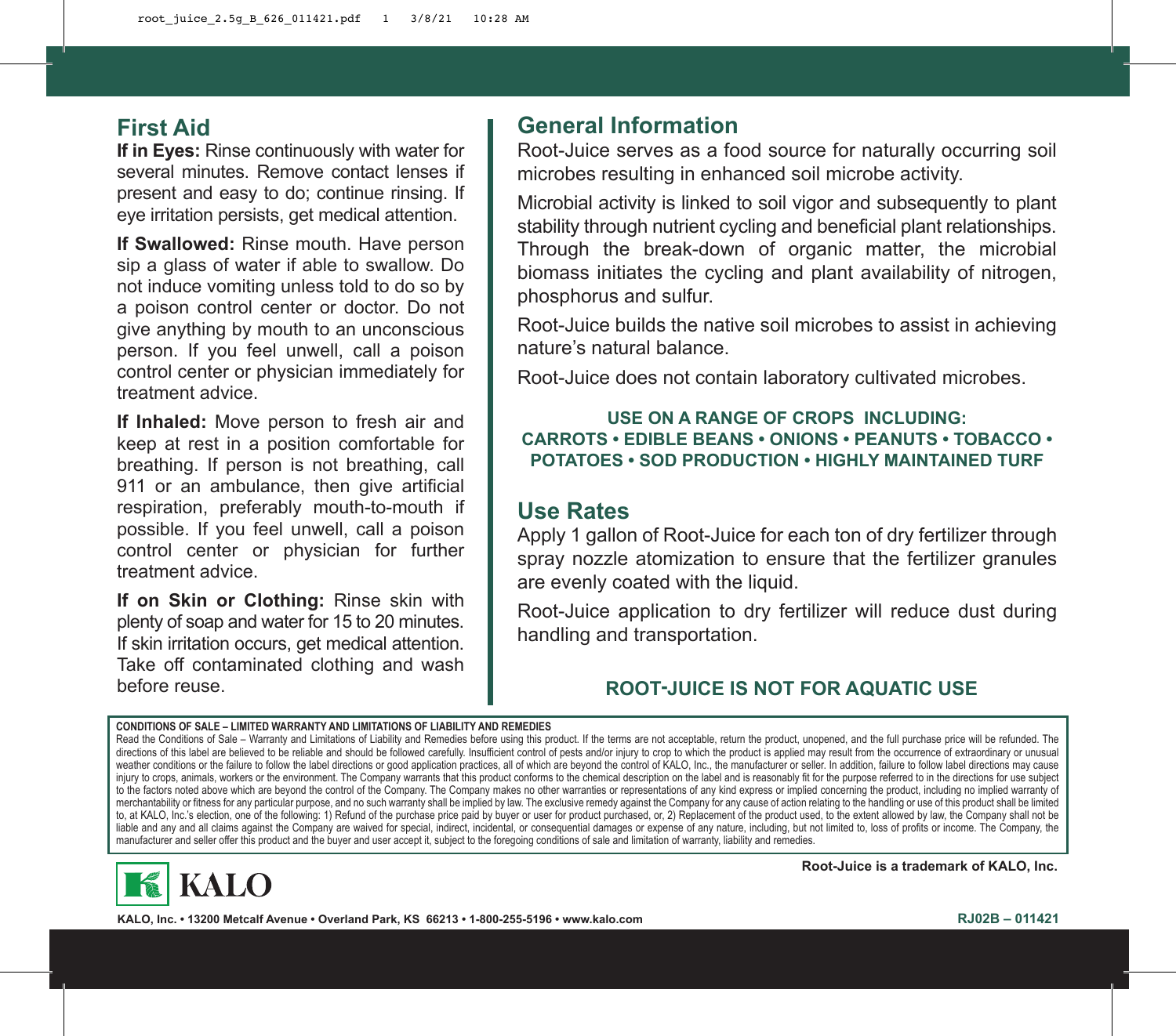## First Aid

**If in Eyes:** Rinse continuously with water for several minutes. Remove contact lenses if present and easy to do; continue rinsing. If eye irritation persists, get medical attention.

**If Swallowed:** Rinse mouth. Have person sip a glass of water if able to swallow. Do not induce vomiting unless told to do so by a poison control center or doctor. Do not give anything by mouth to an unconscious person. If you feel unwell, call a poison control center or physician immediately for treatment advice.

**If Inhaled:** Move person to fresh air and keep at rest in a position comfortable for breathing. If person is not breathing, call 911 or an ambulance, then give artificial respiration, preferably mouth-to-mouth if possible. If you feel unwell, call a poison control center or physician for further treatment advice.

**If on Skin or Clothing:** Rinse skin with plenty of soap and water for 15 to 20 minutes. If skin irritation occurs, get medical attention. Take off contaminated clothing and wash before reuse.

## General Information

Root-Juice serves as a food source for naturally occurring soil microbes resulting in enhanced soil microbe activity.

Microbial activity is linked to soil vigor and subsequently to plant stability through nutrient cycling and beneficial plant relationships. Through the break-down of organic matter, the microbial biomass initiates the cycling and plant availability of nitrogen, phosphorus and sulfur.

Root-Juice builds the native soil microbes to assist in achieving nature's natural balance.

Root-Juice does not contain laboratory cultivated microbes.

**USE ON A RANGE OF CROPS INCLUDING:**
**CARROTS • EDIBLE BEANS • ONIONS • PEANUTS • TOBACCO • POTATOES • SOD PRODUCTION • HIGHLY MAINTAINED TURF**

## Use Rates

Apply 1 gallon of Root-Juice for each ton of dry fertilizer through spray nozzle atomization to ensure that the fertilizer granules are evenly coated with the liquid.

Root-Juice application to dry fertilizer will reduce dust during handling and transportation.

**ROOT-JUICE IS NOT FOR AQUATIC USE**

**CONDITIONS OF SALE – LIMITED WARRANTY AND LIMITATIONS OF LIABILITY AND REMEDIES**

Read the Conditions of Sale – Warranty and Limitations of Liability and Remedies before using this product. If the terms are not acceptable, return the product, unopened, and the full purchase price will be refunded. The directions of this label are believed to be reliable and should be followed carefully. Insufficient control of pests and/or injury to crop to which the product is applied may result from the occurrence of extraordinary or unusual weather conditions or the failure to follow the label directions or good application practices, all of which are beyond the control of KALO, Inc., the manufacturer or seller. In addition, failure to follow label directions may cause injury to crops, animals, workers or the environment. The Company warrants that this product conforms to the chemical description on the label and is reasonably fit for the purpose referred to in the directions for use subject to the factors noted above which are beyond the control of the Company. The Company makes no other warranties or representations of any kind express or implied concerning the product, including no implied warranty of merchantability or fitness for any particular purpose, and no such warranty shall be implied by law. The exclusive remedy against the Company for any cause of action relating to the handling or use of this product shall be limited to, at KALO, Inc.'s election, one of the following: 1) Refund of the purchase price paid by buyer or user for product purchased, or, 2) Replacement of the product used, to the extent allowed by law, the Company shall not be liable and any and all claims against the Company are waived for special, indirect, incidental, or consequential damages or expense of any nature, including, but not limited to, loss of profits or income. The Company, the manufacturer and seller offer this product and the buyer and user accept it, subject to the foregoing conditions of sale and limitation of warranty, liability and remedies.

KALO

**Root-Juice is a trademark of KALO, Inc.**

**KALO, Inc. • 13200 Metcalf Avenue • Overland Park, KS 66213 • 1-800-255-5196 • www.kalo.com**

**RJ02B – 011421**